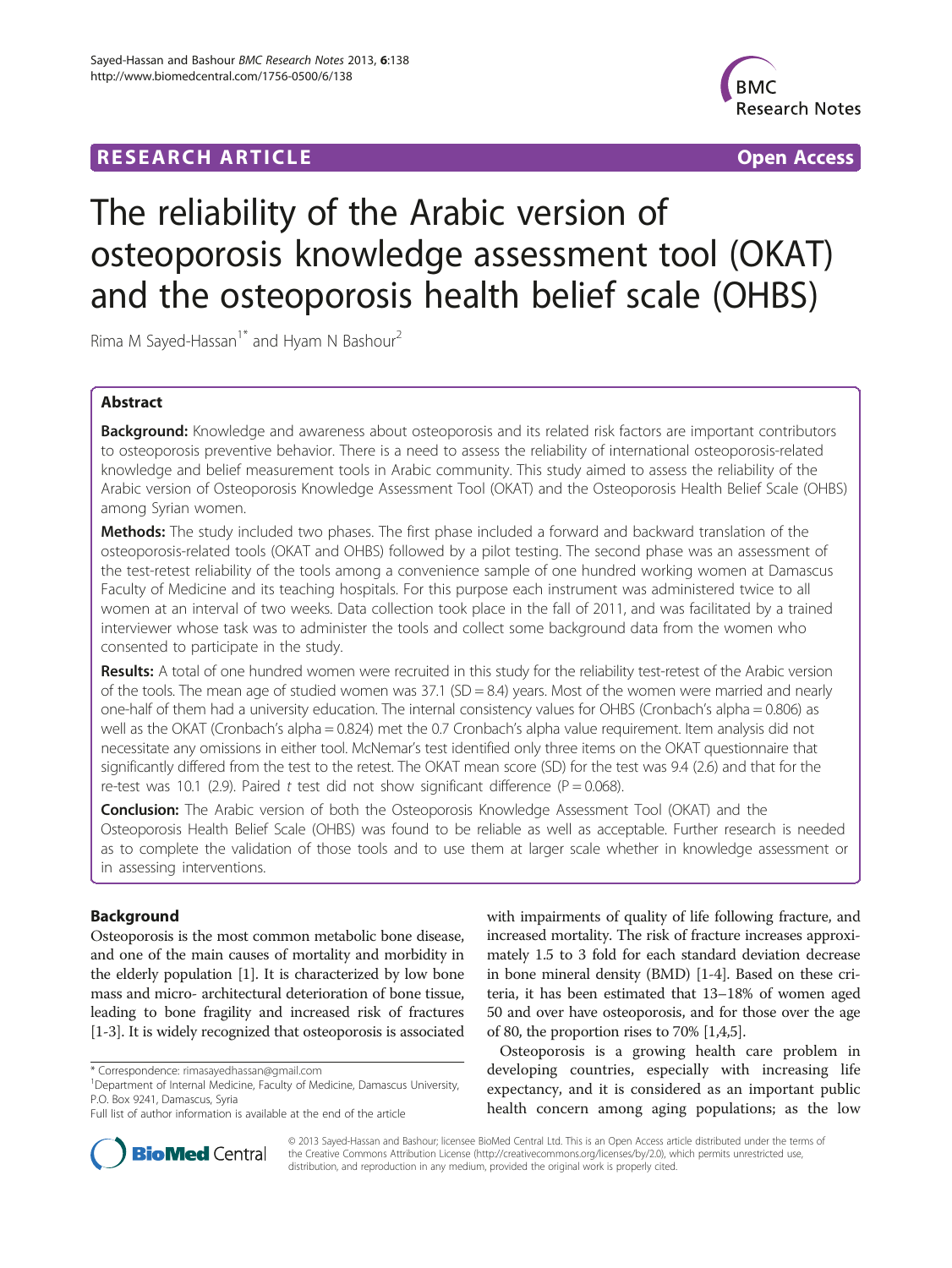**RESEARCH ARTICLE** **Open Access**

# The reliability of the Arabic version of osteoporosis knowledge assessment tool (OKAT) and the osteoporosis health belief scale (OHBS)

Rima M Sayed-Hassan[1*] and Hyam N Bashour[2]

## Abstract

**Background:** Knowledge and awareness about osteoporosis and its related risk factors are important contributors to osteoporosis preventive behavior. There is a need to assess the reliability of international osteoporosis-related knowledge and belief measurement tools in Arabic community. This study aimed to assess the reliability of the Arabic version of Osteoporosis Knowledge Assessment Tool (OKAT) and the Osteoporosis Health Belief Scale (OHBS) among Syrian women.

**Methods:** The study included two phases. The first phase included a forward and backward translation of the osteoporosis-related tools (OKAT and OHBS) followed by a pilot testing. The second phase was an assessment of the test-retest reliability of the tools among a convenience sample of one hundred working women at Damascus Faculty of Medicine and its teaching hospitals. For this purpose each instrument was administered twice to all women at an interval of two weeks. Data collection took place in the fall of 2011, and was facilitated by a trained interviewer whose task was to administer the tools and collect some background data from the women who consented to participate in the study.

**Results:** A total of one hundred women were recruited in this study for the reliability test-retest of the Arabic version of the tools. The mean age of studied women was 37.1 (SD = 8.4) years. Most of the women were married and nearly one-half of them had a university education. The internal consistency values for OHBS (Cronbach's alpha = 0.806) as well as the OKAT (Cronbach's alpha = 0.824) met the 0.7 Cronbach's alpha value requirement. Item analysis did not necessitate any omissions in either tool. McNemar's test identified only three items on the OKAT questionnaire that significantly differed from the test to the retest. The OKAT mean score (SD) for the test was 9.4 (2.6) and that for the re-test was 10.1 (2.9). Paired *t* test did not show significant difference ($P = 0.068$).

**Conclusion:** The Arabic version of both the Osteoporosis Knowledge Assessment Tool (OKAT) and the Osteoporosis Health Belief Scale (OHBS) was found to be reliable as well as acceptable. Further research is needed as to complete the validation of those tools and to use them at larger scale whether in knowledge assessment or in assessing interventions.

## Background

Osteoporosis is the most common metabolic bone disease, and one of the main causes of mortality and morbidity in the elderly population [1]. It is characterized by low bone mass and micro- architectural deterioration of bone tissue, leading to bone fragility and increased risk of fractures [1-3]. It is widely recognized that osteoporosis is associated with impairments of quality of life following fracture, and increased mortality. The risk of fracture increases approximately 1.5 to 3 fold for each standard deviation decrease in bone mineral density (BMD) [1-4]. Based on these criteria, it has been estimated that 13–18% of women aged 50 and over have osteoporosis, and for those over the age of 80, the proportion rises to 70% [1,4,5].

Osteoporosis is a growing health care problem in developing countries, especially with increasing life expectancy, and it is considered as an important public health concern among aging populations; as the low

\* Correspondence: rimasayedhassan@gmail.com
[1]Department of Internal Medicine, Faculty of Medicine, Damascus University, P.O. Box 9241, Damascus, Syria
Full list of author information is available at the end of the article

© 2013 Sayed-Hassan and Bashour; licensee BioMed Central Ltd. This is an Open Access article distributed under the terms of the Creative Commons Attribution License (http://creativecommons.org/licenses/by/2.0), which permits unrestricted use, distribution, and reproduction in any medium, provided the original work is properly cited.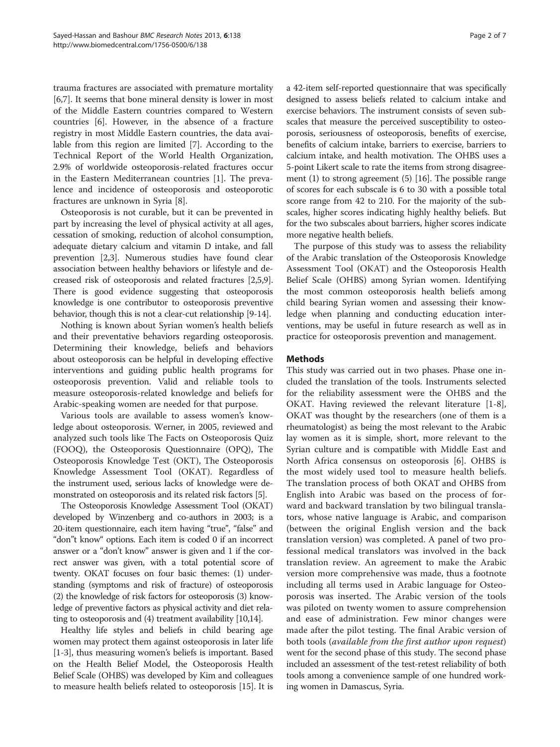trauma fractures are associated with premature mortality [6,7]. It seems that bone mineral density is lower in most of the Middle Eastern countries compared to Western countries [6]. However, in the absence of a fracture registry in most Middle Eastern countries, the data available from this region are limited [7]. According to the Technical Report of the World Health Organization, 2.9% of worldwide osteoporosis-related fractures occur in the Eastern Mediterranean countries [1]. The prevalence and incidence of osteoporosis and osteoporotic fractures are unknown in Syria [8].

Osteoporosis is not curable, but it can be prevented in part by increasing the level of physical activity at all ages, cessation of smoking, reduction of alcohol consumption, adequate dietary calcium and vitamin D intake, and fall prevention [2,3]. Numerous studies have found clear association between healthy behaviors or lifestyle and decreased risk of osteoporosis and related fractures [2,5,9]. There is good evidence suggesting that osteoporosis knowledge is one contributor to osteoporosis preventive behavior, though this is not a clear-cut relationship [9-14].

Nothing is known about Syrian women's health beliefs and their preventative behaviors regarding osteoporosis. Determining their knowledge, beliefs and behaviors about osteoporosis can be helpful in developing effective interventions and guiding public health programs for osteoporosis prevention. Valid and reliable tools to measure osteoporosis-related knowledge and beliefs for Arabic-speaking women are needed for that purpose.

Various tools are available to assess women's knowledge about osteoporosis. Werner, in 2005, reviewed and analyzed such tools like The Facts on Osteoporosis Quiz (FOOQ), the Osteoporosis Questionnaire (OPQ), The Osteoporosis Knowledge Test (OKT), The Osteoporosis Knowledge Assessment Tool (OKAT). Regardless of the instrument used, serious lacks of knowledge were demonstrated on osteoporosis and its related risk factors [5].

The Osteoporosis Knowledge Assessment Tool (OKAT) developed by Winzenberg and co-authors in 2003; is a 20-item questionnaire, each item having "true", "false" and "don"t know" options. Each item is coded 0 if an incorrect answer or a "don't know" answer is given and 1 if the correct answer was given, with a total potential score of twenty. OKAT focuses on four basic themes: (1) understanding (symptoms and risk of fracture) of osteoporosis (2) the knowledge of risk factors for osteoporosis (3) knowledge of preventive factors as physical activity and diet relating to osteoporosis and (4) treatment availability [10,14].

Healthy life styles and beliefs in child bearing age women may protect them against osteoporosis in later life [1-3], thus measuring women's beliefs is important. Based on the Health Belief Model, the Osteoporosis Health Belief Scale (OHBS) was developed by Kim and colleagues to measure health beliefs related to osteoporosis [15]. It is a 42-item self-reported questionnaire that was specifically designed to assess beliefs related to calcium intake and exercise behaviors. The instrument consists of seven subscales that measure the perceived susceptibility to osteoporosis, seriousness of osteoporosis, benefits of exercise, benefits of calcium intake, barriers to exercise, barriers to calcium intake, and health motivation. The OHBS uses a 5-point Likert scale to rate the items from strong disagreement (1) to strong agreement (5) [16]. The possible range of scores for each subscale is 6 to 30 with a possible total score range from 42 to 210. For the majority of the subscales, higher scores indicating highly healthy beliefs. But for the two subscales about barriers, higher scores indicate more negative health beliefs.

The purpose of this study was to assess the reliability of the Arabic translation of the Osteoporosis Knowledge Assessment Tool (OKAT) and the Osteoporosis Health Belief Scale (OHBS) among Syrian women. Identifying the most common osteoporosis health beliefs among child bearing Syrian women and assessing their knowledge when planning and conducting education interventions, may be useful in future research as well as in practice for osteoporosis prevention and management.

## Methods

This study was carried out in two phases. Phase one included the translation of the tools. Instruments selected for the reliability assessment were the OHBS and the OKAT. Having reviewed the relevant literature [1-8], OKAT was thought by the researchers (one of them is a rheumatologist) as being the most relevant to the Arabic lay women as it is simple, short, more relevant to the Syrian culture and is compatible with Middle East and North Africa consensus on osteoporosis [6]. OHBS is the most widely used tool to measure health beliefs. The translation process of both OKAT and OHBS from English into Arabic was based on the process of forward and backward translation by two bilingual translators, whose native language is Arabic, and comparison (between the original English version and the back translation version) was completed. A panel of two professional medical translators was involved in the back translation review. An agreement to make the Arabic version more comprehensive was made, thus a footnote including all terms used in Arabic language for Osteoporosis was inserted. The Arabic version of the tools was piloted on twenty women to assure comprehension and ease of administration. Few minor changes were made after the pilot testing. The final Arabic version of both tools (*available from the first author upon request*) went for the second phase of this study. The second phase included an assessment of the test-retest reliability of both tools among a convenience sample of one hundred working women in Damascus, Syria.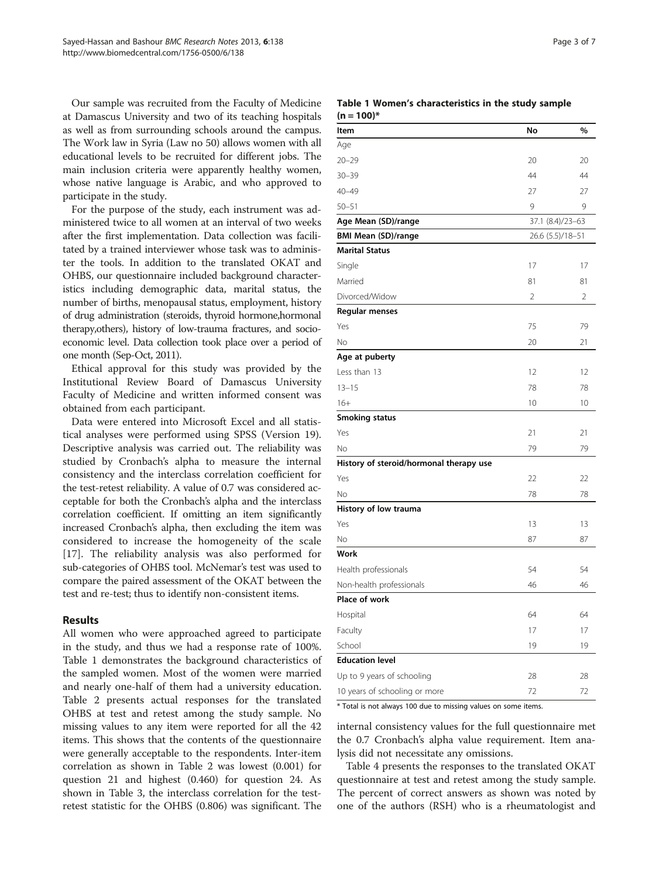Our sample was recruited from the Faculty of Medicine at Damascus University and two of its teaching hospitals as well as from surrounding schools around the campus. The Work law in Syria (Law no 50) allows women with all educational levels to be recruited for different jobs. The main inclusion criteria were apparently healthy women, whose native language is Arabic, and who approved to participate in the study.

For the purpose of the study, each instrument was administered twice to all women at an interval of two weeks after the first implementation. Data collection was facilitated by a trained interviewer whose task was to administer the tools. In addition to the translated OKAT and OHBS, our questionnaire included background characteristics including demographic data, marital status, the number of births, menopausal status, employment, history of drug administration (steroids, thyroid hormone,hormonal therapy,others), history of low-trauma fractures, and socioeconomic level. Data collection took place over a period of one month (Sep-Oct, 2011).

Ethical approval for this study was provided by the Institutional Review Board of Damascus University Faculty of Medicine and written informed consent was obtained from each participant.

Data were entered into Microsoft Excel and all statistical analyses were performed using SPSS (Version 19). Descriptive analysis was carried out. The reliability was studied by Cronbach's alpha to measure the internal consistency and the interclass correlation coefficient for the test-retest reliability. A value of 0.7 was considered acceptable for both the Cronbach's alpha and the interclass correlation coefficient. If omitting an item significantly increased Cronbach's alpha, then excluding the item was considered to increase the homogeneity of the scale [17]. The reliability analysis was also performed for sub-categories of OHBS tool. McNemar's test was used to compare the paired assessment of the OKAT between the test and re-test; thus to identify non-consistent items.

## Results

All women who were approached agreed to participate in the study, and thus we had a response rate of 100%. Table 1 demonstrates the background characteristics of the sampled women. Most of the women were married and nearly one-half of them had a university education. Table 2 presents actual responses for the translated OHBS at test and retest among the study sample. No missing values to any item were reported for all the 42 items. This shows that the contents of the questionnaire were generally acceptable to the respondents. Inter-item correlation as shown in Table 2 was lowest (0.001) for question 21 and highest (0.460) for question 24. As shown in Table 3, the interclass correlation for the test-retest statistic for the OHBS (0.806) was significant. The internal consistency values for the full questionnaire met the 0.7 Cronbach's alpha value requirement. Item analysis did not necessitate any omissions.

Table 4 presents the responses to the translated OKAT questionnaire at test and retest among the study sample. The percent of correct answers as shown was noted by one of the authors (RSH) who is a rheumatologist and

**Table 1 Women's characteristics in the study sample (n = 100)***

| Item | No | % |
|---|---|---|
| Age | | |
| 20–29 | 20 | 20 |
| 30–39 | 44 | 44 |
| 40–49 | 27 | 27 |
| 50–51 | 9 | 9 |
| **Age Mean (SD)/range** | 37.1 (8.4)/23–63 | |
| **BMI Mean (SD)/range** | 26.6 (5.5)/18–51 | |
| **Marital Status** | | |
| Single | 17 | 17 |
| Married | 81 | 81 |
| Divorced/Widow | 2 | 2 |
| **Regular menses** | | |
| Yes | 75 | 79 |
| No | 20 | 21 |
| **Age at puberty** | | |
| Less than 13 | 12 | 12 |
| 13–15 | 78 | 78 |
| 16+ | 10 | 10 |
| **Smoking status** | | |
| Yes | 21 | 21 |
| No | 79 | 79 |
| **History of steroid/hormonal therapy use** | | |
| Yes | 22 | 22 |
| No | 78 | 78 |
| **History of low trauma** | | |
| Yes | 13 | 13 |
| No | 87 | 87 |
| **Work** | | |
| Health professionals | 54 | 54 |
| Non-health professionals | 46 | 46 |
| **Place of work** | | |
| Hospital | 64 | 64 |
| Faculty | 17 | 17 |
| School | 19 | 19 |
| **Education level** | | |
| Up to 9 years of schooling | 28 | 28 |
| 10 years of schooling or more | 72 | 72 |

\* Total is not always 100 due to missing values on some items.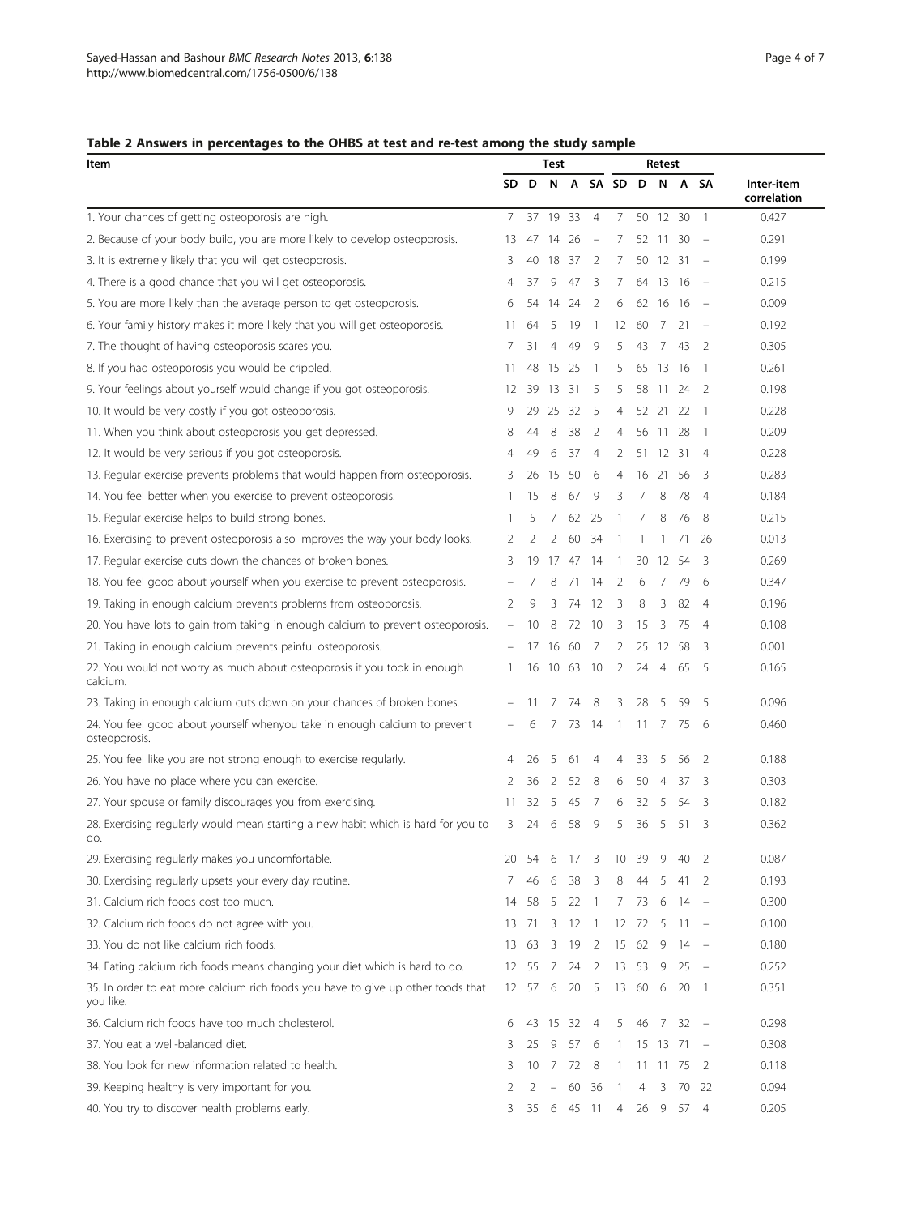**Table 2 Answers in percentages to the OHBS at test and re-test among the study sample**

| Item | Test | | | | | Retest | | | | | |
|---|---|---|---|---|---|---|---|---|---|---|---|
| | SD | D | N | A | SA | SD | D | N | A | SA | Inter-item correlation |
| 1. Your chances of getting osteoporosis are high. | 7 | 37 | 19 | 33 | 4 | 7 | 50 | 12 | 30 | 1 | 0.427 |
| 2. Because of your body build, you are more likely to develop osteoporosis. | 13 | 47 | 14 | 26 | – | 7 | 52 | 11 | 30 | – | 0.291 |
| 3. It is extremely likely that you will get osteoporosis. | 3 | 40 | 18 | 37 | 2 | 7 | 50 | 12 | 31 | – | 0.199 |
| 4. There is a good chance that you will get osteoporosis. | 4 | 37 | 9 | 47 | 3 | 7 | 64 | 13 | 16 | – | 0.215 |
| 5. You are more likely than the average person to get osteoporosis. | 6 | 54 | 14 | 24 | 2 | 6 | 62 | 16 | 16 | – | 0.009 |
| 6. Your family history makes it more likely that you will get osteoporosis. | 11 | 64 | 5 | 19 | 1 | 12 | 60 | 7 | 21 | – | 0.192 |
| 7. The thought of having osteoporosis scares you. | 7 | 31 | 4 | 49 | 9 | 5 | 43 | 7 | 43 | 2 | 0.305 |
| 8. If you had osteoporosis you would be crippled. | 11 | 48 | 15 | 25 | 1 | 5 | 65 | 13 | 16 | 1 | 0.261 |
| 9. Your feelings about yourself would change if you got osteoporosis. | 12 | 39 | 13 | 31 | 5 | 5 | 58 | 11 | 24 | 2 | 0.198 |
| 10. It would be very costly if you got osteoporosis. | 9 | 29 | 25 | 32 | 5 | 4 | 52 | 21 | 22 | 1 | 0.228 |
| 11. When you think about osteoporosis you get depressed. | 8 | 44 | 8 | 38 | 2 | 4 | 56 | 11 | 28 | 1 | 0.209 |
| 12. It would be very serious if you got osteoporosis. | 4 | 49 | 6 | 37 | 4 | 2 | 51 | 12 | 31 | 4 | 0.228 |
| 13. Regular exercise prevents problems that would happen from osteoporosis. | 3 | 26 | 15 | 50 | 6 | 4 | 16 | 21 | 56 | 3 | 0.283 |
| 14. You feel better when you exercise to prevent osteoporosis. | 1 | 15 | 8 | 67 | 9 | 3 | 7 | 8 | 78 | 4 | 0.184 |
| 15. Regular exercise helps to build strong bones. | 1 | 5 | 7 | 62 | 25 | 1 | 7 | 8 | 76 | 8 | 0.215 |
| 16. Exercising to prevent osteoporosis also improves the way your body looks. | 2 | 2 | 2 | 60 | 34 | 1 | 1 | 1 | 71 | 26 | 0.013 |
| 17. Regular exercise cuts down the chances of broken bones. | 3 | 19 | 17 | 47 | 14 | 1 | 30 | 12 | 54 | 3 | 0.269 |
| 18. You feel good about yourself when you exercise to prevent osteoporosis. | – | 7 | 8 | 71 | 14 | 2 | 6 | 7 | 79 | 6 | 0.347 |
| 19. Taking in enough calcium prevents problems from osteoporosis. | 2 | 9 | 3 | 74 | 12 | 3 | 8 | 3 | 82 | 4 | 0.196 |
| 20. You have lots to gain from taking in enough calcium to prevent osteoporosis. | – | 10 | 8 | 72 | 10 | 3 | 15 | 3 | 75 | 4 | 0.108 |
| 21. Taking in enough calcium prevents painful osteoporosis. | – | 17 | 16 | 60 | 7 | 2 | 25 | 12 | 58 | 3 | 0.001 |
| 22. You would not worry as much about osteoporosis if you took in enough calcium. | 1 | 16 | 10 | 63 | 10 | 2 | 24 | 4 | 65 | 5 | 0.165 |
| 23. Taking in enough calcium cuts down on your chances of broken bones. | – | 11 | 7 | 74 | 8 | 3 | 28 | 5 | 59 | 5 | 0.096 |
| 24. You feel good about yourself whenyou take in enough calcium to prevent osteoporosis. | – | 6 | 7 | 73 | 14 | 1 | 11 | 7 | 75 | 6 | 0.460 |
| 25. You feel like you are not strong enough to exercise regularly. | 4 | 26 | 5 | 61 | 4 | 4 | 33 | 5 | 56 | 2 | 0.188 |
| 26. You have no place where you can exercise. | 2 | 36 | 2 | 52 | 8 | 6 | 50 | 4 | 37 | 3 | 0.303 |
| 27. Your spouse or family discourages you from exercising. | 11 | 32 | 5 | 45 | 7 | 6 | 32 | 5 | 54 | 3 | 0.182 |
| 28. Exercising regularly would mean starting a new habit which is hard for you to do. | 3 | 24 | 6 | 58 | 9 | 5 | 36 | 5 | 51 | 3 | 0.362 |
| 29. Exercising regularly makes you uncomfortable. | 20 | 54 | 6 | 17 | 3 | 10 | 39 | 9 | 40 | 2 | 0.087 |
| 30. Exercising regularly upsets your every day routine. | 7 | 46 | 6 | 38 | 3 | 8 | 44 | 5 | 41 | 2 | 0.193 |
| 31. Calcium rich foods cost too much. | 14 | 58 | 5 | 22 | 1 | 7 | 73 | 6 | 14 | – | 0.300 |
| 32. Calcium rich foods do not agree with you. | 13 | 71 | 3 | 12 | 1 | 12 | 72 | 5 | 11 | – | 0.100 |
| 33. You do not like calcium rich foods. | 13 | 63 | 3 | 19 | 2 | 15 | 62 | 9 | 14 | – | 0.180 |
| 34. Eating calcium rich foods means changing your diet which is hard to do. | 12 | 55 | 7 | 24 | 2 | 13 | 53 | 9 | 25 | – | 0.252 |
| 35. In order to eat more calcium rich foods you have to give up other foods that you like. | 12 | 57 | 6 | 20 | 5 | 13 | 60 | 6 | 20 | 1 | 0.351 |
| 36. Calcium rich foods have too much cholesterol. | 6 | 43 | 15 | 32 | 4 | 5 | 46 | 7 | 32 | – | 0.298 |
| 37. You eat a well-balanced diet. | 3 | 25 | 9 | 57 | 6 | 1 | 15 | 13 | 71 | – | 0.308 |
| 38. You look for new information related to health. | 3 | 10 | 7 | 72 | 8 | 1 | 11 | 11 | 75 | 2 | 0.118 |
| 39. Keeping healthy is very important for you. | 2 | 2 | – | 60 | 36 | 1 | 4 | 3 | 70 | 22 | 0.094 |
| 40. You try to discover health problems early. | 3 | 35 | 6 | 45 | 11 | 4 | 26 | 9 | 57 | 4 | 0.205 |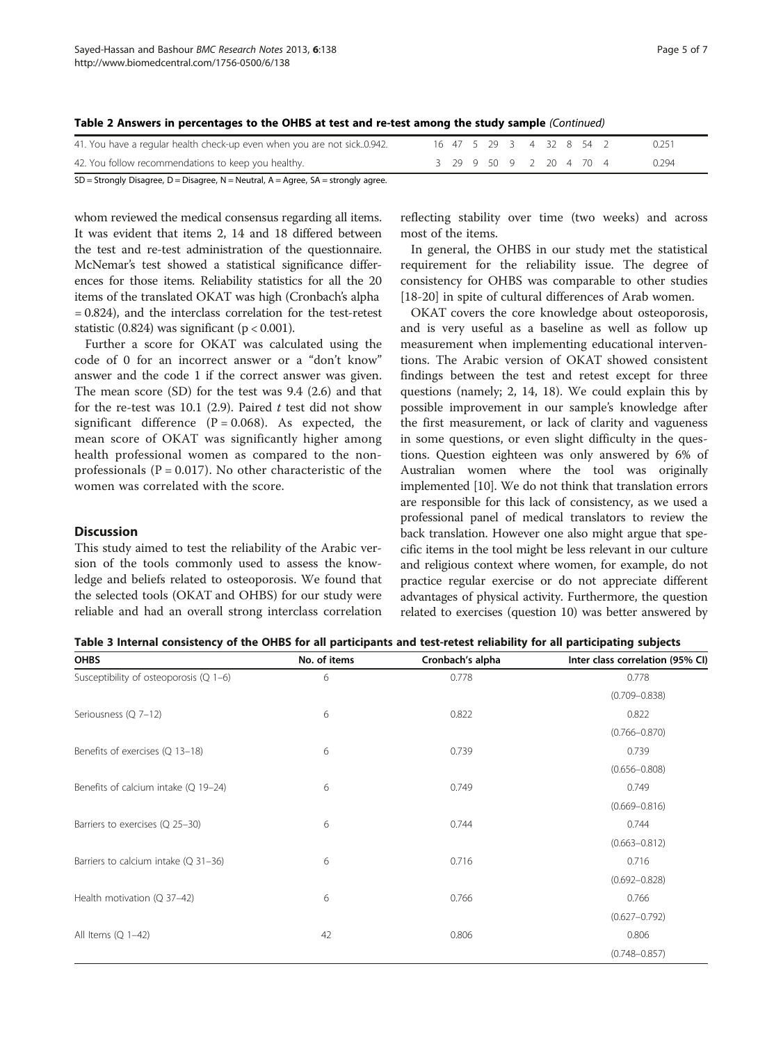**Table 2 Answers in percentages to the OHBS at test and re-test among the study sample** *(Continued)*

| | | | | | | | | | | | |
|---|---|---|---|---|---|---|---|---|---|---|---|
| 41. You have a regular health check-up even when you are not sick..0.942. | 16 | 47 | 5 | 29 | 3 | 4 | 32 | 8 | 54 | 2 | 0.251 |
| 42. You follow recommendations to keep you healthy. | 3 | 29 | 9 | 50 | 9 | 2 | 20 | 4 | 70 | 4 | 0.294 |

SD = Strongly Disagree, D = Disagree, N = Neutral, A = Agree, SA = strongly agree.

whom reviewed the medical consensus regarding all items. It was evident that items 2, 14 and 18 differed between the test and re-test administration of the questionnaire. McNemar's test showed a statistical significance differences for those items. Reliability statistics for all the 20 items of the translated OKAT was high (Cronbach's alpha = 0.824), and the interclass correlation for the test-retest statistic (0.824) was significant ($p < 0.001$).

Further a score for OKAT was calculated using the code of 0 for an incorrect answer or a "don't know" answer and the code 1 if the correct answer was given. The mean score (SD) for the test was 9.4 (2.6) and that for the re-test was 10.1 (2.9). Paired *t* test did not show significant difference ($P = 0.068$). As expected, the mean score of OKAT was significantly higher among health professional women as compared to the non-professionals ($P = 0.017$). No other characteristic of the women was correlated with the score.

## Discussion

This study aimed to test the reliability of the Arabic version of the tools commonly used to assess the knowledge and beliefs related to osteoporosis. We found that the selected tools (OKAT and OHBS) for our study were reliable and had an overall strong interclass correlation reflecting stability over time (two weeks) and across most of the items.

In general, the OHBS in our study met the statistical requirement for the reliability issue. The degree of consistency for OHBS was comparable to other studies [18-20] in spite of cultural differences of Arab women.

OKAT covers the core knowledge about osteoporosis, and is very useful as a baseline as well as follow up measurement when implementing educational interventions. The Arabic version of OKAT showed consistent findings between the test and retest except for three questions (namely; 2, 14, 18). We could explain this by possible improvement in our sample's knowledge after the first measurement, or lack of clarity and vagueness in some questions, or even slight difficulty in the questions. Question eighteen was only answered by 6% of Australian women where the tool was originally implemented [10]. We do not think that translation errors are responsible for this lack of consistency, as we used a professional panel of medical translators to review the back translation. However one also might argue that specific items in the tool might be less relevant in our culture and religious context where women, for example, do not practice regular exercise or do not appreciate different advantages of physical activity. Furthermore, the question related to exercises (question 10) was better answered by

**Table 3 Internal consistency of the OHBS for all participants and test-retest reliability for all participating subjects**

| OHBS | No. of items | Cronbach's alpha | Inter class correlation (95% CI) |
|---|---|---|---|
| Susceptibility of osteoporosis (Q 1–6) | 6 | 0.778 | 0.778 (0.709–0.838) |
| Seriousness (Q 7–12) | 6 | 0.822 | 0.822 (0.766–0.870) |
| Benefits of exercises (Q 13–18) | 6 | 0.739 | 0.739 (0.656–0.808) |
| Benefits of calcium intake (Q 19–24) | 6 | 0.749 | 0.749 (0.669–0.816) |
| Barriers to exercises (Q 25–30) | 6 | 0.744 | 0.744 (0.663–0.812) |
| Barriers to calcium intake (Q 31–36) | 6 | 0.716 | 0.716 (0.692–0.828) |
| Health motivation (Q 37–42) | 6 | 0.766 | 0.766 (0.627–0.792) |
| All Items (Q 1–42) | 42 | 0.806 | 0.806 (0.748–0.857) |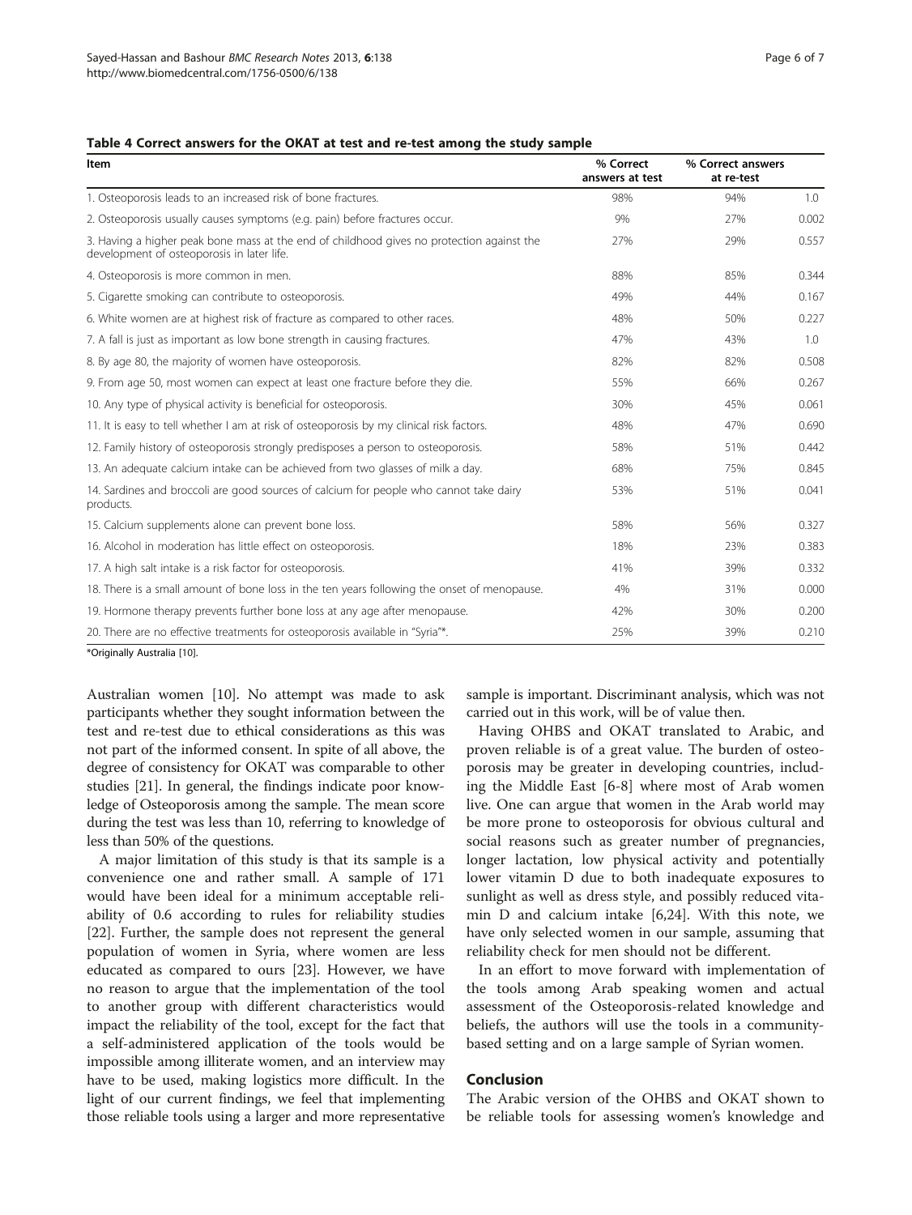**Table 4 Correct answers for the OKAT at test and re-test among the study sample**

| Item | % Correct answers at test | % Correct answers at re-test | |
|---|---|---|---|
| 1. Osteoporosis leads to an increased risk of bone fractures. | 98% | 94% | 1.0 |
| 2. Osteoporosis usually causes symptoms (e.g. pain) before fractures occur. | 9% | 27% | 0.002 |
| 3. Having a higher peak bone mass at the end of childhood gives no protection against the development of osteoporosis in later life. | 27% | 29% | 0.557 |
| 4. Osteoporosis is more common in men. | 88% | 85% | 0.344 |
| 5. Cigarette smoking can contribute to osteoporosis. | 49% | 44% | 0.167 |
| 6. White women are at highest risk of fracture as compared to other races. | 48% | 50% | 0.227 |
| 7. A fall is just as important as low bone strength in causing fractures. | 47% | 43% | 1.0 |
| 8. By age 80, the majority of women have osteoporosis. | 82% | 82% | 0.508 |
| 9. From age 50, most women can expect at least one fracture before they die. | 55% | 66% | 0.267 |
| 10. Any type of physical activity is beneficial for osteoporosis. | 30% | 45% | 0.061 |
| 11. It is easy to tell whether I am at risk of osteoporosis by my clinical risk factors. | 48% | 47% | 0.690 |
| 12. Family history of osteoporosis strongly predisposes a person to osteoporosis. | 58% | 51% | 0.442 |
| 13. An adequate calcium intake can be achieved from two glasses of milk a day. | 68% | 75% | 0.845 |
| 14. Sardines and broccoli are good sources of calcium for people who cannot take dairy products. | 53% | 51% | 0.041 |
| 15. Calcium supplements alone can prevent bone loss. | 58% | 56% | 0.327 |
| 16. Alcohol in moderation has little effect on osteoporosis. | 18% | 23% | 0.383 |
| 17. A high salt intake is a risk factor for osteoporosis. | 41% | 39% | 0.332 |
| 18. There is a small amount of bone loss in the ten years following the onset of menopause. | 4% | 31% | 0.000 |
| 19. Hormone therapy prevents further bone loss at any age after menopause. | 42% | 30% | 0.200 |
| 20. There are no effective treatments for osteoporosis available in "Syria"*. | 25% | 39% | 0.210 |

*Originally Australia [10].

Australian women [10]. No attempt was made to ask participants whether they sought information between the test and re-test due to ethical considerations as this was not part of the informed consent. In spite of all above, the degree of consistency for OKAT was comparable to other studies [21]. In general, the findings indicate poor knowledge of Osteoporosis among the sample. The mean score during the test was less than 10, referring to knowledge of less than 50% of the questions.

A major limitation of this study is that its sample is a convenience one and rather small. A sample of 171 would have been ideal for a minimum acceptable reliability of 0.6 according to rules for reliability studies [22]. Further, the sample does not represent the general population of women in Syria, where women are less educated as compared to ours [23]. However, we have no reason to argue that the implementation of the tool to another group with different characteristics would impact the reliability of the tool, except for the fact that a self-administered application of the tools would be impossible among illiterate women, and an interview may have to be used, making logistics more difficult. In the light of our current findings, we feel that implementing those reliable tools using a larger and more representative sample is important. Discriminant analysis, which was not carried out in this work, will be of value then.

Having OHBS and OKAT translated to Arabic, and proven reliable is of a great value. The burden of osteoporosis may be greater in developing countries, including the Middle East [6-8] where most of Arab women live. One can argue that women in the Arab world may be more prone to osteoporosis for obvious cultural and social reasons such as greater number of pregnancies, longer lactation, low physical activity and potentially lower vitamin D due to both inadequate exposures to sunlight as well as dress style, and possibly reduced vitamin D and calcium intake [6,24]. With this note, we have only selected women in our sample, assuming that reliability check for men should not be different.

In an effort to move forward with implementation of the tools among Arab speaking women and actual assessment of the Osteoporosis-related knowledge and beliefs, the authors will use the tools in a community-based setting and on a large sample of Syrian women.

## Conclusion

The Arabic version of the OHBS and OKAT shown to be reliable tools for assessing women's knowledge and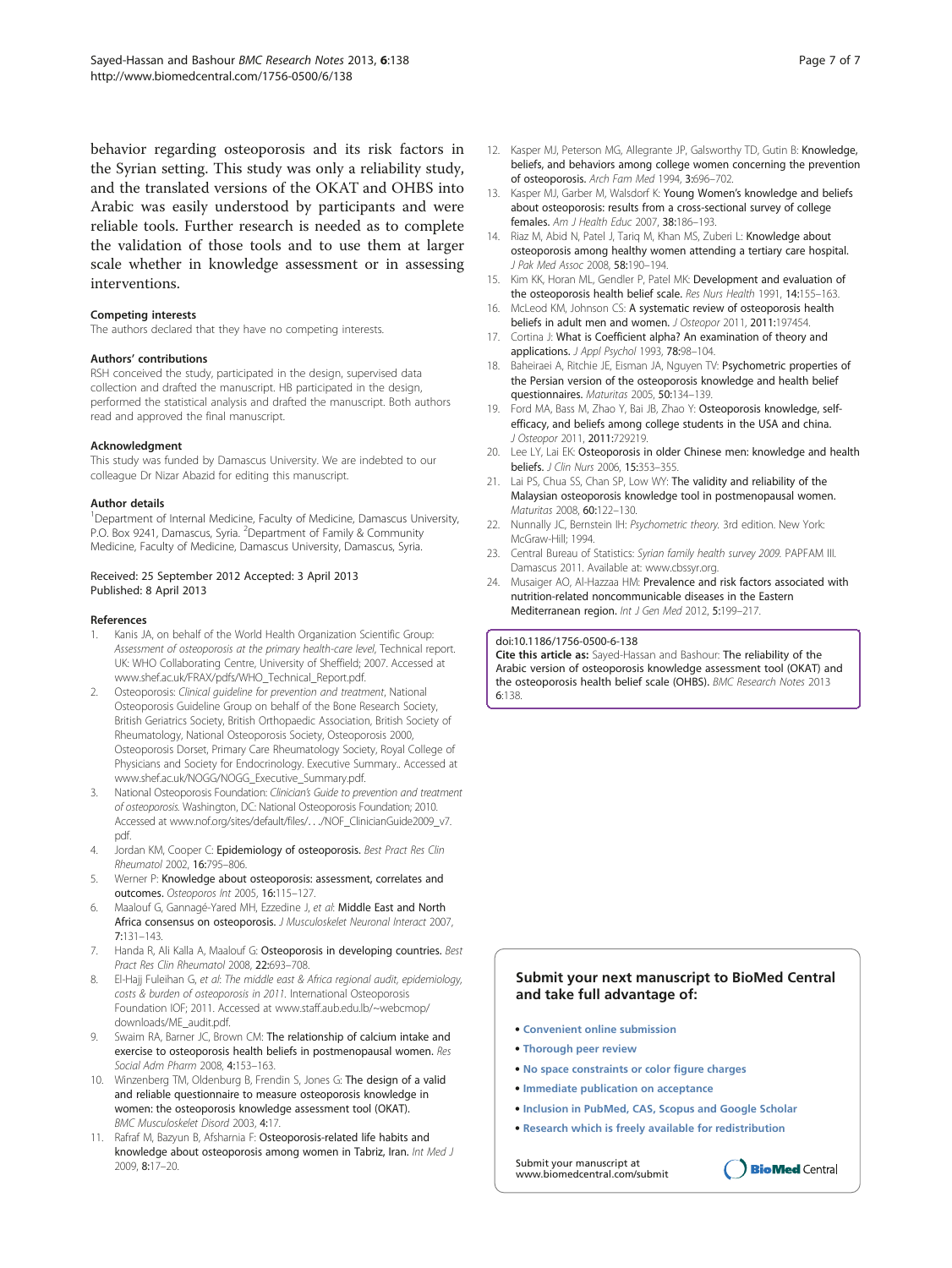behavior regarding osteoporosis and its risk factors in the Syrian setting. This study was only a reliability study, and the translated versions of the OKAT and OHBS into Arabic was easily understood by participants and were reliable tools. Further research is needed as to complete the validation of those tools and to use them at larger scale whether in knowledge assessment or in assessing interventions.

### Competing interests

The authors declared that they have no competing interests.

### Authors' contributions

RSH conceived the study, participated in the design, supervised data collection and drafted the manuscript. HB participated in the design, performed the statistical analysis and drafted the manuscript. Both authors read and approved the final manuscript.

### Acknowledgment

This study was funded by Damascus University. We are indebted to our colleague Dr Nizar Abazid for editing this manuscript.

### Author details

[1]Department of Internal Medicine, Faculty of Medicine, Damascus University, P.O. Box 9241, Damascus, Syria. [2]Department of Family & Community Medicine, Faculty of Medicine, Damascus University, Damascus, Syria.

Received: 25 September 2012 Accepted: 3 April 2013
Published: 8 April 2013

### References

1. Kanis JA, on behalf of the World Health Organization Scientific Group: *Assessment of osteoporosis at the primary health-care level*, Technical report. UK: WHO Collaborating Centre, University of Sheffield; 2007. Accessed at www.shef.ac.uk/FRAX/pdfs/WHO_Technical_Report.pdf.
2. Osteoporosis: *Clinical guideline for prevention and treatment*, National Osteoporosis Guideline Group on behalf of the Bone Research Society, British Geriatrics Society, British Orthopaedic Association, British Society of Rheumatology, National Osteoporosis Society, Osteoporosis 2000, Osteoporosis Dorset, Primary Care Rheumatology Society, Royal College of Physicians and Society for Endocrinology. Executive Summary.. Accessed at www.shef.ac.uk/NOGG/NOGG_Executive_Summary.pdf.
3. National Osteoporosis Foundation: *Clinician's Guide to prevention and treatment of osteoporosis*. Washington, DC: National Osteoporosis Foundation; 2010. Accessed at www.nof.org/sites/default/files/.../NOF_ClinicianGuide2009_v7.pdf.
4. Jordan KM, Cooper C: **Epidemiology of osteoporosis.** *Best Pract Res Clin Rheumatol* 2002, **16**:795–806.
5. Werner P: **Knowledge about osteoporosis: assessment, correlates and outcomes.** *Osteoporos Int* 2005, **16**:115–127.
6. Maalouf G, Gannagé-Yared MH, Ezzedine J, *et al*: **Middle East and North Africa consensus on osteoporosis.** *J Musculoskelet Neuronal Interact* 2007, **7**:131–143.
7. Handa R, Ali Kalla A, Maalouf G: **Osteoporosis in developing countries.** *Best Pract Res Clin Rheumatol* 2008, **22**:693–708.
8. El-Hajj Fuleihan G, *et al*: *The middle east & Africa regional audit, epidemiology, costs & burden of osteoporosis in 2011*. International Osteoporosis Foundation IOF; 2011. Accessed at www.staff.aub.edu.lb/~webcmop/downloads/ME_audit.pdf.
9. Swaim RA, Barner JC, Brown CM: **The relationship of calcium intake and exercise to osteoporosis health beliefs in postmenopausal women.** *Res Social Adm Pharm* 2008, **4**:153–163.
10. Winzenberg TM, Oldenburg B, Frendin S, Jones G: **The design of a valid and reliable questionnaire to measure osteoporosis knowledge in women: the osteoporosis knowledge assessment tool (OKAT).** *BMC Musculoskelet Disord* 2003, **4**:17.
11. Rafraf M, Bazyun B, Afsharnia F: **Osteoporosis-related life habits and knowledge about osteoporosis among women in Tabriz, Iran.** *Int Med J* 2009, **8**:17–20.
12. Kasper MJ, Peterson MG, Allegrante JP, Galsworthy TD, Gutin B: **Knowledge, beliefs, and behaviors among college women concerning the prevention of osteoporosis.** *Arch Fam Med* 1994, **3**:696–702.
13. Kasper MJ, Garber M, Walsdorf K: **Young Women's knowledge and beliefs about osteoporosis: results from a cross-sectional survey of college females.** *Am J Health Educ* 2007, **38**:186–193.
14. Riaz M, Abid N, Patel J, Tariq M, Khan MS, Zuberi L: **Knowledge about osteoporosis among healthy women attending a tertiary care hospital.** *J Pak Med Assoc* 2008, **58**:190–194.
15. Kim KK, Horan ML, Gendler P, Patel MK: **Development and evaluation of the osteoporosis health belief scale.** *Res Nurs Health* 1991, **14**:155–163.
16. McLeod KM, Johnson CS: **A systematic review of osteoporosis health beliefs in adult men and women.** *J Osteopor* 2011, **2011**:197454.
17. Cortina J: **What is Coefficient alpha? An examination of theory and applications.** *J Appl Psychol* 1993, **78**:98–104.
18. Baheiraei A, Ritchie JE, Eisman JA, Nguyen TV: **Psychometric properties of the Persian version of the osteoporosis knowledge and health belief questionnaires.** *Maturitas* 2005, **50**:134–139.
19. Ford MA, Bass M, Zhao Y, Bai JB, Zhao Y: **Osteoporosis knowledge, self-efficacy, and beliefs among college students in the USA and china.** *J Osteopor* 2011, **2011**:729219.
20. Lee LY, Lai EK: **Osteoporosis in older Chinese men: knowledge and health beliefs.** *J Clin Nurs* 2006, **15**:353–355.
21. Lai PS, Chua SS, Chan SP, Low WY: **The validity and reliability of the Malaysian osteoporosis knowledge tool in postmenopausal women.** *Maturitas* 2008, **60**:122–130.
22. Nunnally JC, Bernstein IH: *Psychometric theory*. 3rd edition. New York: McGraw-Hill; 1994.
23. Central Bureau of Statistics: *Syrian family health survey 2009*. PAPFAM III. Damascus 2011. Available at: www.cbssyr.org.
24. Musaiger AO, Al-Hazzaa HM: **Prevalence and risk factors associated with nutrition-related noncommunicable diseases in the Eastern Mediterranean region.** *Int J Gen Med* 2012, **5**:199–217.

doi:10.1186/1756-0500-6-138

**Cite this article as:** Sayed-Hassan and Bashour: The reliability of the Arabic version of osteoporosis knowledge assessment tool (OKAT) and the osteoporosis health belief scale (OHBS). *BMC Research Notes* 2013 **6**:138.

**Submit your next manuscript to BioMed Central and take full advantage of:**

- Convenient online submission
- Thorough peer review
- No space constraints or color figure charges
- Immediate publication on acceptance
- Inclusion in PubMed, CAS, Scopus and Google Scholar
- Research which is freely available for redistribution

Submit your manuscript at www.biomedcentral.com/submit

BioMed Central